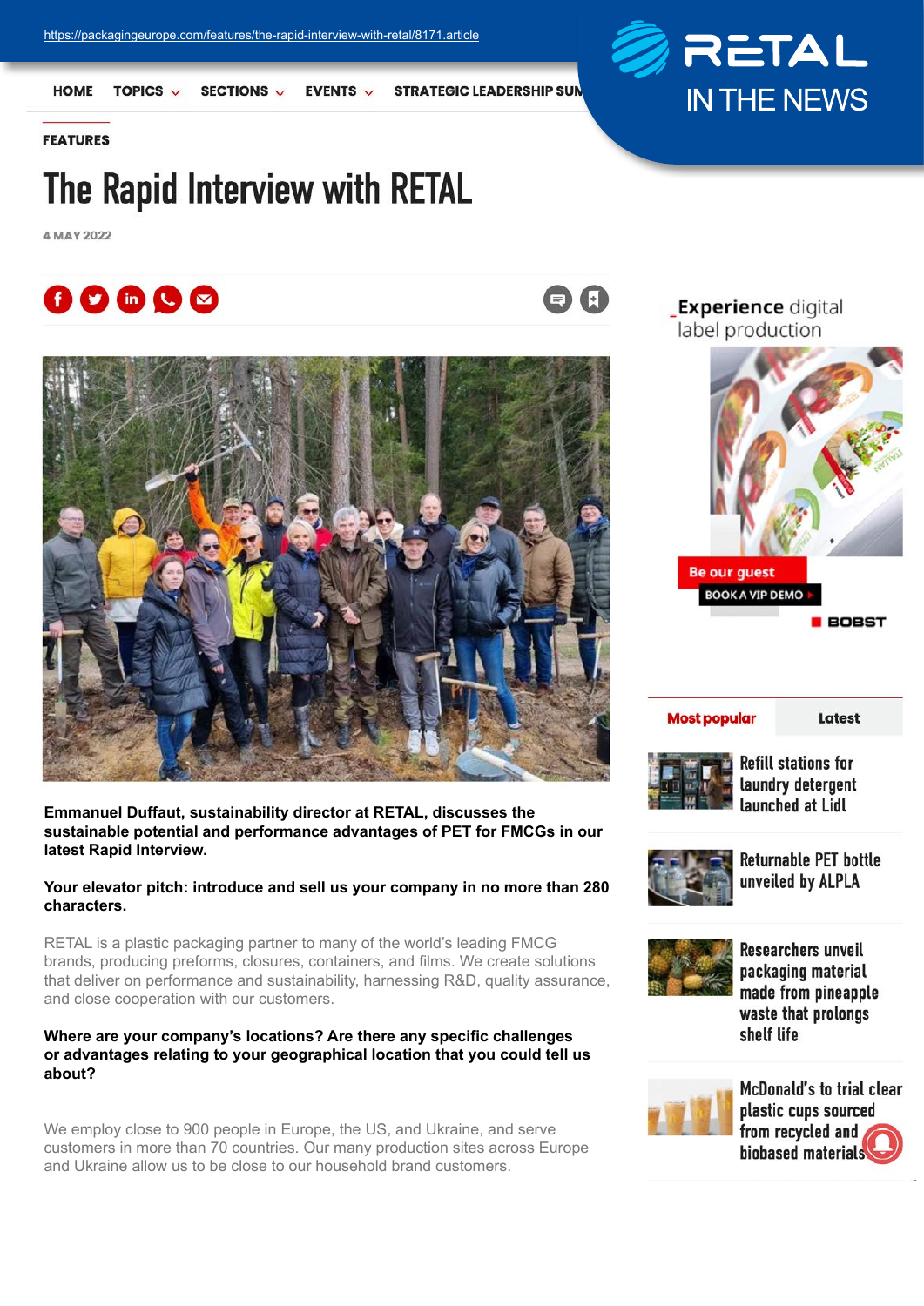https://packagingeurope.com/features/the-rapid-interview-with-retal/8171.article

RETAL IN THE NEWS

HOME TOPICS SECTIONS EVENTS STRATEGIC LEADERSHIP SUM

FEATURES

# The Rapid Interview with RETAL

4 MAY 2022

**Emmanuel Duffaut, sustainability director at RETAL, discusses the sustainable potential and performance advantages of PET for FMCGs in our latest Rapid Interview.**

**Your elevator pitch: introduce and sell us your company in no more than 280 characters.**

RETAL is a plastic packaging partner to many of the world's leading FMCG brands, producing preforms, closures, containers, and films. We create solutions that deliver on performance and sustainability, harnessing R&D, quality assurance, and close cooperation with our customers.

**Where are your company's locations? Are there any specific challenges or advantages relating to your geographical location that you could tell us about?**

We employ close to 900 people in Europe, the US, and Ukraine, and serve customers in more than 70 countries. Our many production sites across Europe and Ukraine allow us to be close to our household brand customers.

Experience digital label production

Be our guest

BOOK A VIP DEMO

BOBST

Most popular | Latest

Refill stations for laundry detergent launched at Lidl

Returnable PET bottle unveiled by ALPLA

Researchers unveil packaging material made from pineapple waste that prolongs shelf life

McDonald's to trial clear plastic cups sourced from recycled and biobased materials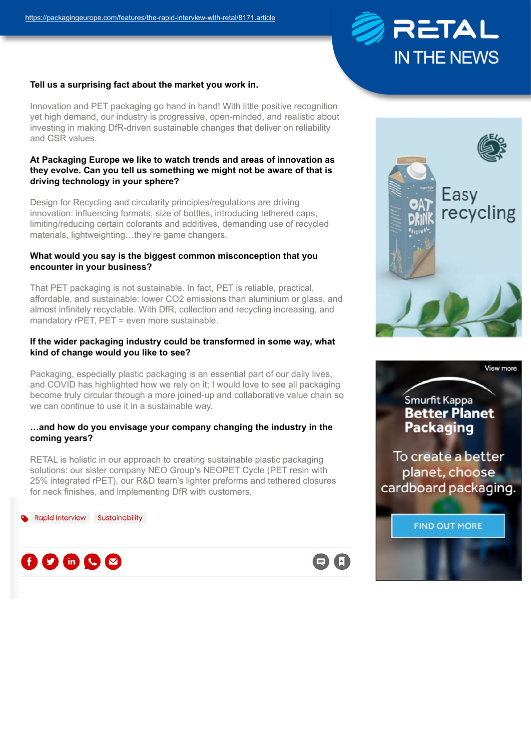**Tell us a surprising fact about the market you work in.**

Innovation and PET packaging go hand in hand! With little positive recognition yet high demand, our industry is progressive, open-minded, and realistic about investing in making DfR-driven sustainable changes that deliver on reliability and CSR values.

**At Packaging Europe we like to watch trends and areas of innovation as they evolve. Can you tell us something we might not be aware of that is driving technology in your sphere?**

Design for Recycling and circularity principles/regulations are driving innovation: influencing formats, size of bottles, introducing tethered caps, limiting/reducing certain colorants and additives, demanding use of recycled materials, lightweighting…they're game changers.

**What would you say is the biggest common misconception that you encounter in your business?**

That PET packaging is not sustainable. In fact, PET is reliable, practical, affordable, and sustainable: lower CO2 emissions than aluminium or glass, and almost infinitely recyclable. With DfR, collection and recycling increasing, and mandatory rPET, PET = even more sustainable.

**If the wider packaging industry could be transformed in some way, what kind of change would you like to see?**

Packaging, especially plastic packaging is an essential part of our daily lives, and COVID has highlighted how we rely on it; I would love to see all packaging become truly circular through a more joined-up and collaborative value chain so we can continue to use it in a sustainable way.

**…and how do you envisage your company changing the industry in the coming years?**

RETAL is holistic in our approach to creating sustainable plastic packaging solutions: our sister company NEO Group's NEOPET Cycle (PET resin with 25% integrated rPET), our R&D team's lighter preforms and tethered closures for neck finishes, and implementing DfR with customers.

Rapid Interview Sustainability